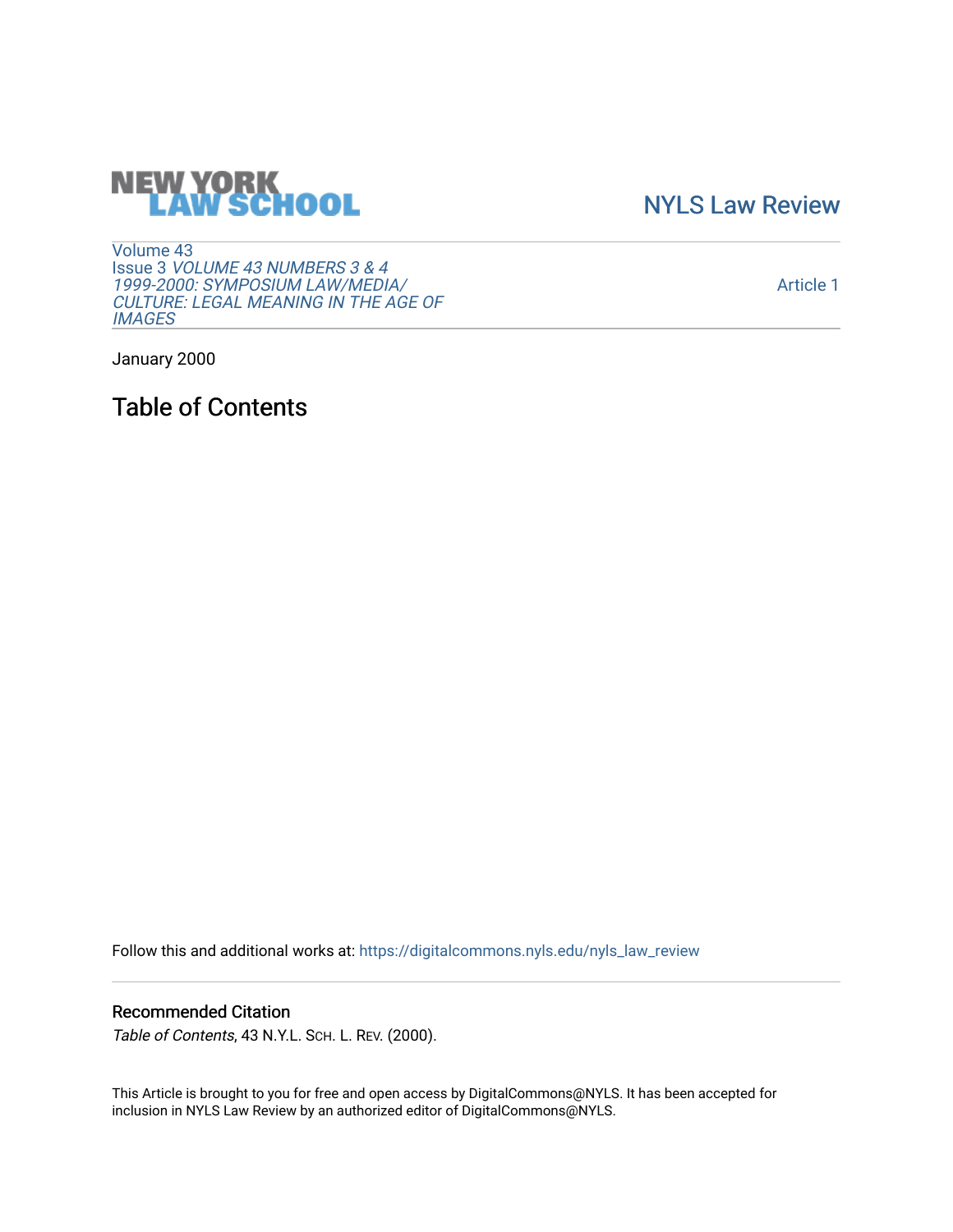NEW YORK LAW SCHOOL

NYLS Law Review

Volume 43
Issue 3 *VOLUME 43 NUMBERS 3 & 4 1999-2000: SYMPOSIUM LAW/MEDIA/ CULTURE: LEGAL MEANING IN THE AGE OF IMAGES*

Article 1

January 2000

# Table of Contents

Follow this and additional works at: https://digitalcommons.nyls.edu/nyls_law_review

## Recommended Citation

*Table of Contents*, 43 N.Y.L. SCH. L. REV. (2000).

This Article is brought to you for free and open access by DigitalCommons@NYLS. It has been accepted for inclusion in NYLS Law Review by an authorized editor of DigitalCommons@NYLS.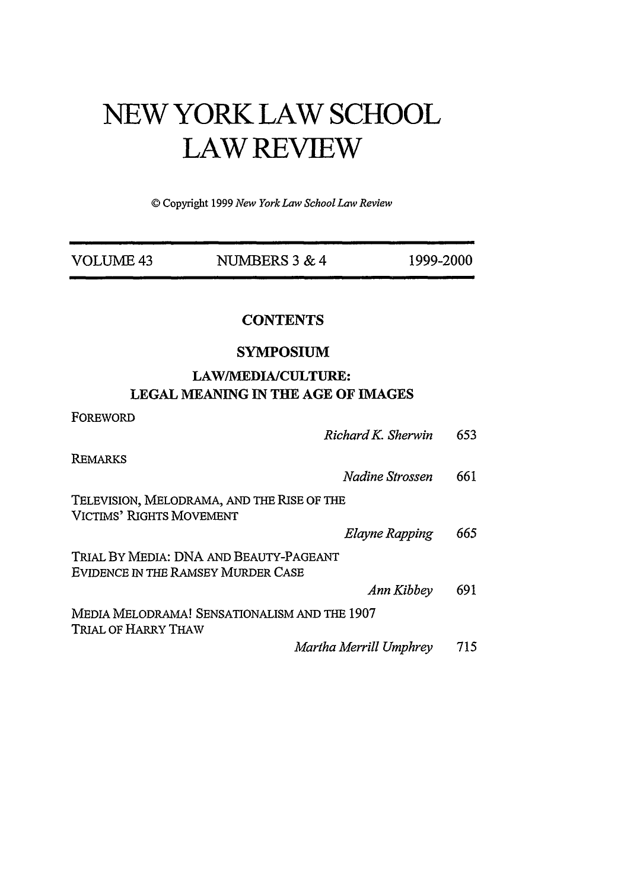# NEW YORK LAW SCHOOL LAW REVIEW

© Copyright 1999 *New York Law School Law Review*

| VOLUME 43 | NUMBERS 3 & 4 | 1999-2000 |
|---|---|---|

## CONTENTS

## SYMPOSIUM

### LAW/MEDIA/CULTURE: LEGAL MEANING IN THE AGE OF IMAGES

FOREWORD
*Richard K. Sherwin* 653

REMARKS
*Nadine Strossen* 661

TELEVISION, MELODRAMA, AND THE RISE OF THE VICTIMS' RIGHTS MOVEMENT
*Elayne Rapping* 665

TRIAL BY MEDIA: DNA AND BEAUTY-PAGEANT EVIDENCE IN THE RAMSEY MURDER CASE
*Ann Kibbey* 691

MEDIA MELODRAMA! SENSATIONALISM AND THE 1907 TRIAL OF HARRY THAW
*Martha Merrill Umphrey* 715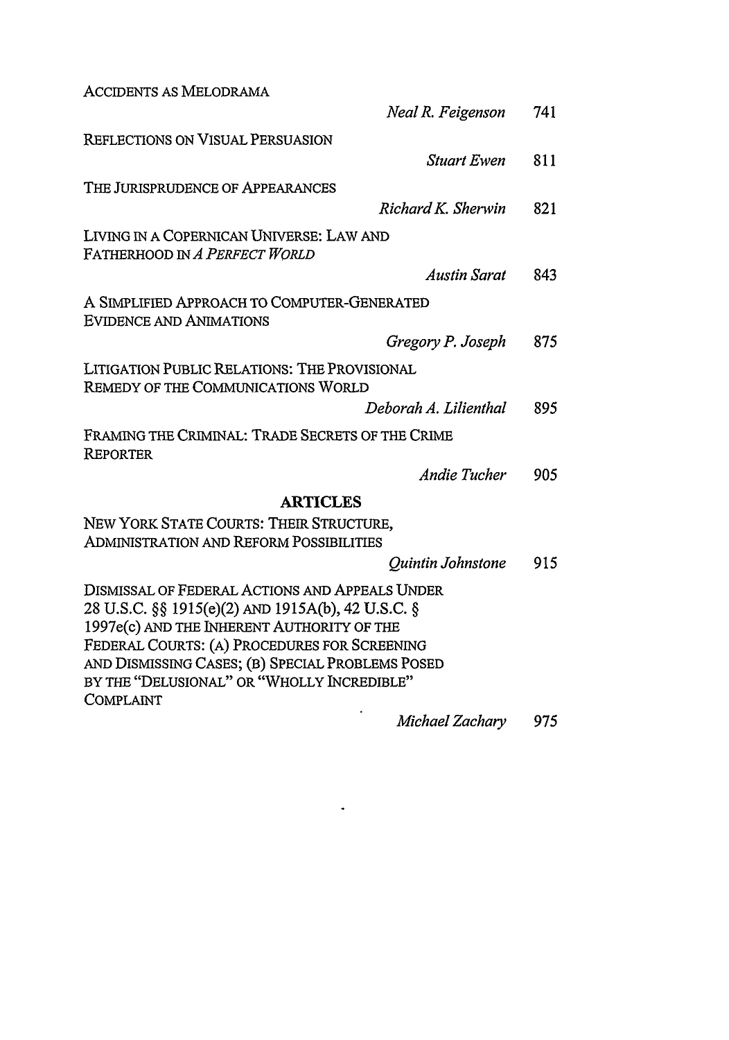ACCIDENTS AS MELODRAMA

*Neal R. Feigenson* 741

REFLECTIONS ON VISUAL PERSUASION

*Stuart Ewen* 811

THE JURISPRUDENCE OF APPEARANCES

*Richard K. Sherwin* 821

LIVING IN A COPERNICAN UNIVERSE: LAW AND FATHERHOOD IN *A PERFECT WORLD*

*Austin Sarat* 843

A SIMPLIFIED APPROACH TO COMPUTER-GENERATED EVIDENCE AND ANIMATIONS

*Gregory P. Joseph* 875

LITIGATION PUBLIC RELATIONS: THE PROVISIONAL REMEDY OF THE COMMUNICATIONS WORLD

*Deborah A. Lilienthal* 895

FRAMING THE CRIMINAL: TRADE SECRETS OF THE CRIME REPORTER

*Andie Tucher* 905

## ARTICLES

NEW YORK STATE COURTS: THEIR STRUCTURE, ADMINISTRATION AND REFORM POSSIBILITIES

*Quintin Johnstone* 915

DISMISSAL OF FEDERAL ACTIONS AND APPEALS UNDER 28 U.S.C. §§ 1915(e)(2) AND 1915A(b), 42 U.S.C. § 1997e(c) AND THE INHERENT AUTHORITY OF THE FEDERAL COURTS: (A) PROCEDURES FOR SCREENING AND DISMISSING CASES; (B) SPECIAL PROBLEMS POSED BY THE "DELUSIONAL" OR "WHOLLY INCREDIBLE" COMPLAINT

*Michael Zachary* 975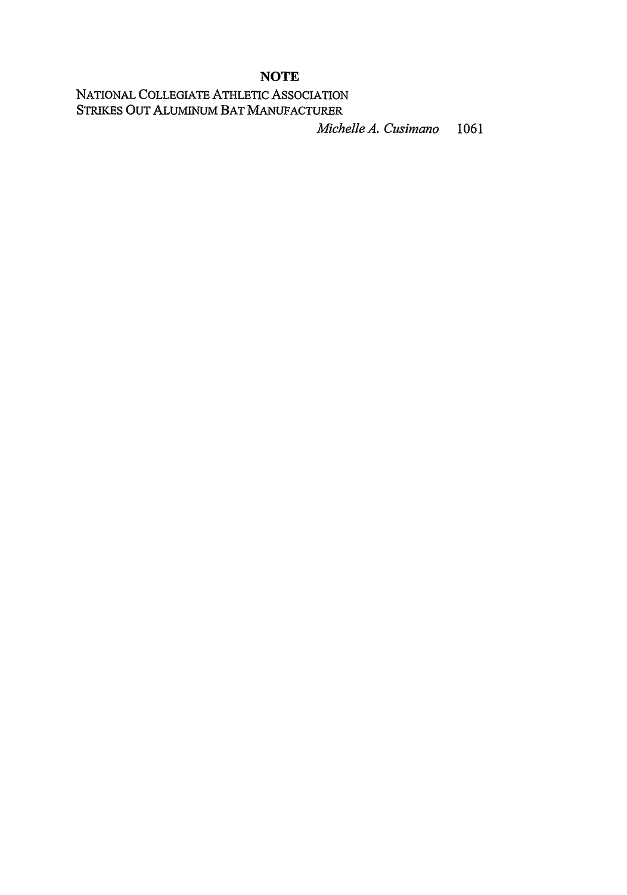## NOTE

NATIONAL COLLEGIATE ATHLETIC ASSOCIATION STRIKES OUT ALUMINUM BAT MANUFACTURER

*Michelle A. Cusimano* 1061